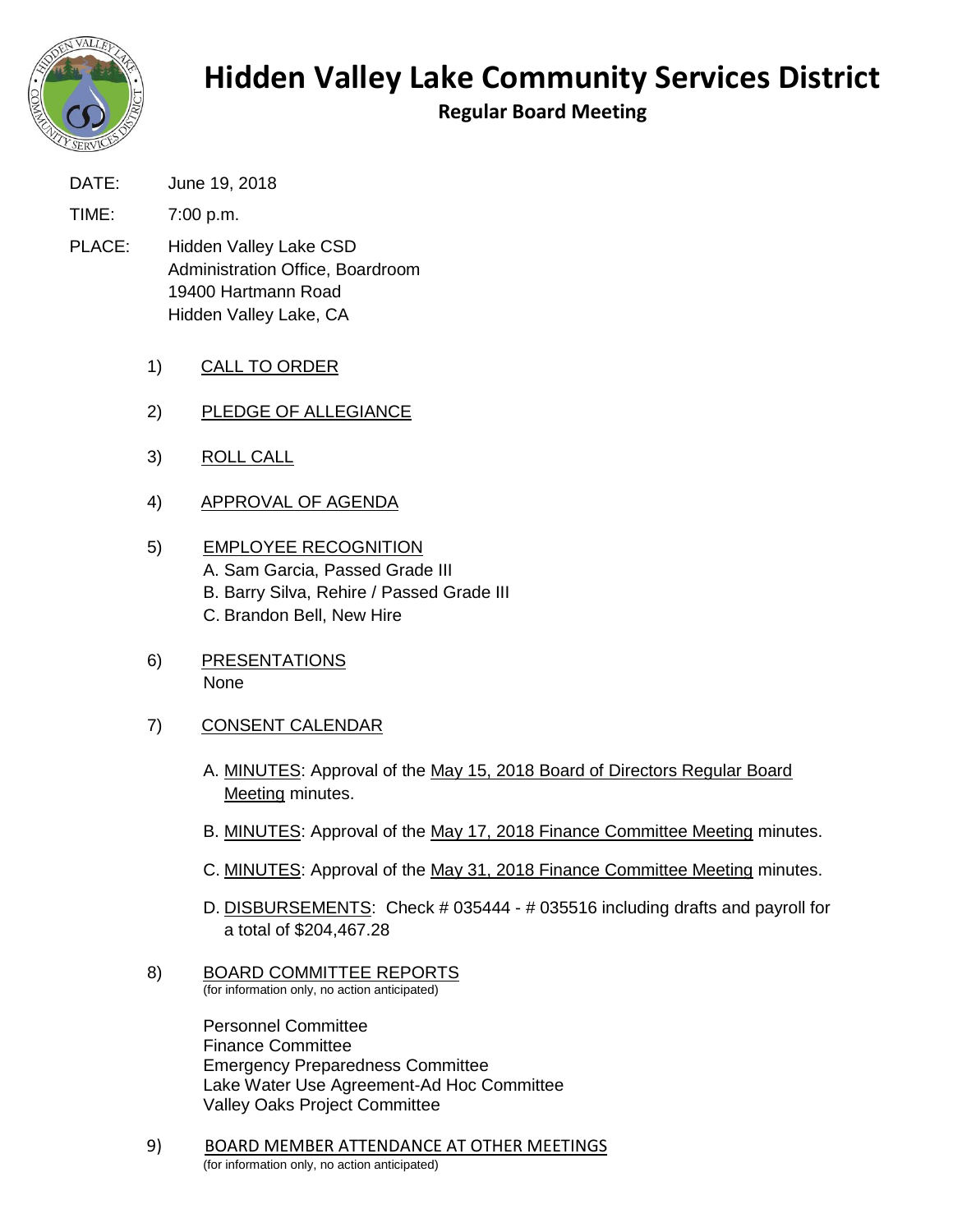# Hidden Valley Lake Community Services District

## Regular Board Meeting

DATE: June 19, 2018

TIME: 7:00 p.m.

PLACE: Hidden Valley Lake CSD
Administration Office, Boardroom
19400 Hartmann Road
Hidden Valley Lake, CA

1) CALL TO ORDER

2) PLEDGE OF ALLEGIANCE

3) ROLL CALL

4) APPROVAL OF AGENDA

5) EMPLOYEE RECOGNITION
   A. Sam Garcia, Passed Grade III
   B. Barry Silva, Rehire / Passed Grade III
   C. Brandon Bell, New Hire

6) PRESENTATIONS
   None

7) CONSENT CALENDAR

   A. MINUTES: Approval of the May 15, 2018 Board of Directors Regular Board Meeting minutes.

   B. MINUTES: Approval of the May 17, 2018 Finance Committee Meeting minutes.

   C. MINUTES: Approval of the May 31, 2018 Finance Committee Meeting minutes.

   D. DISBURSEMENTS: Check # 035444 - # 035516 including drafts and payroll for a total of $204,467.28

8) BOARD COMMITTEE REPORTS
   (for information only, no action anticipated)

   Personnel Committee
   Finance Committee
   Emergency Preparedness Committee
   Lake Water Use Agreement-Ad Hoc Committee
   Valley Oaks Project Committee

9) BOARD MEMBER ATTENDANCE AT OTHER MEETINGS
   (for information only, no action anticipated)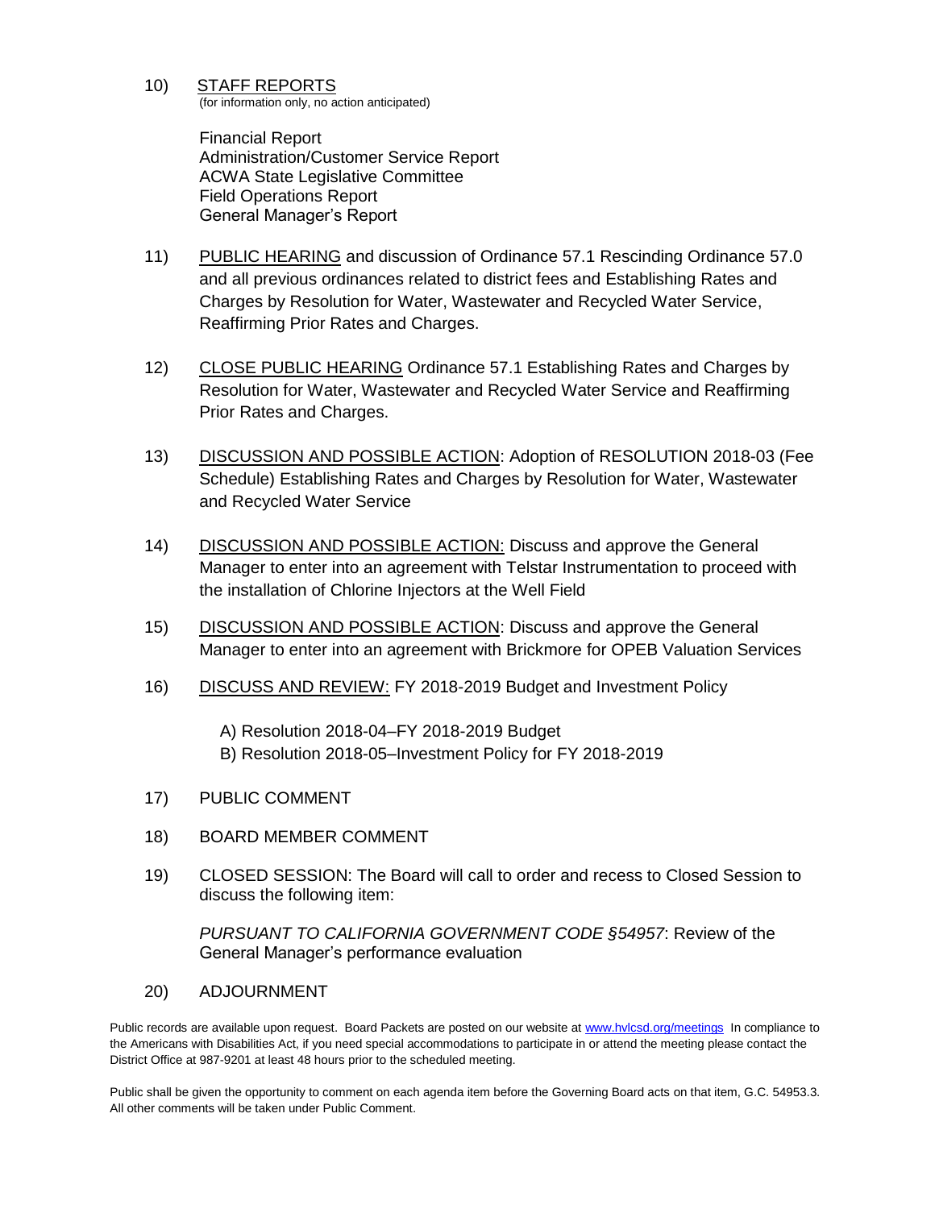10) STAFF REPORTS
(for information only, no action anticipated)

Financial Report
Administration/Customer Service Report
ACWA State Legislative Committee
Field Operations Report
General Manager's Report

11) PUBLIC HEARING and discussion of Ordinance 57.1 Rescinding Ordinance 57.0 and all previous ordinances related to district fees and Establishing Rates and Charges by Resolution for Water, Wastewater and Recycled Water Service, Reaffirming Prior Rates and Charges.

12) CLOSE PUBLIC HEARING Ordinance 57.1 Establishing Rates and Charges by Resolution for Water, Wastewater and Recycled Water Service and Reaffirming Prior Rates and Charges.

13) DISCUSSION AND POSSIBLE ACTION: Adoption of RESOLUTION 2018-03 (Fee Schedule) Establishing Rates and Charges by Resolution for Water, Wastewater and Recycled Water Service

14) DISCUSSION AND POSSIBLE ACTION: Discuss and approve the General Manager to enter into an agreement with Telstar Instrumentation to proceed with the installation of Chlorine Injectors at the Well Field

15) DISCUSSION AND POSSIBLE ACTION: Discuss and approve the General Manager to enter into an agreement with Brickmore for OPEB Valuation Services

16) DISCUSS AND REVIEW: FY 2018-2019 Budget and Investment Policy

A) Resolution 2018-04–FY 2018-2019 Budget
B) Resolution 2018-05–Investment Policy for FY 2018-2019

17) PUBLIC COMMENT

18) BOARD MEMBER COMMENT

19) CLOSED SESSION: The Board will call to order and recess to Closed Session to discuss the following item:

*PURSUANT TO CALIFORNIA GOVERNMENT CODE §54957*: Review of the General Manager's performance evaluation

20) ADJOURNMENT

Public records are available upon request. Board Packets are posted on our website at www.hvlcsd.org/meetings In compliance to the Americans with Disabilities Act, if you need special accommodations to participate in or attend the meeting please contact the District Office at 987-9201 at least 48 hours prior to the scheduled meeting.

Public shall be given the opportunity to comment on each agenda item before the Governing Board acts on that item, G.C. 54953.3. All other comments will be taken under Public Comment.